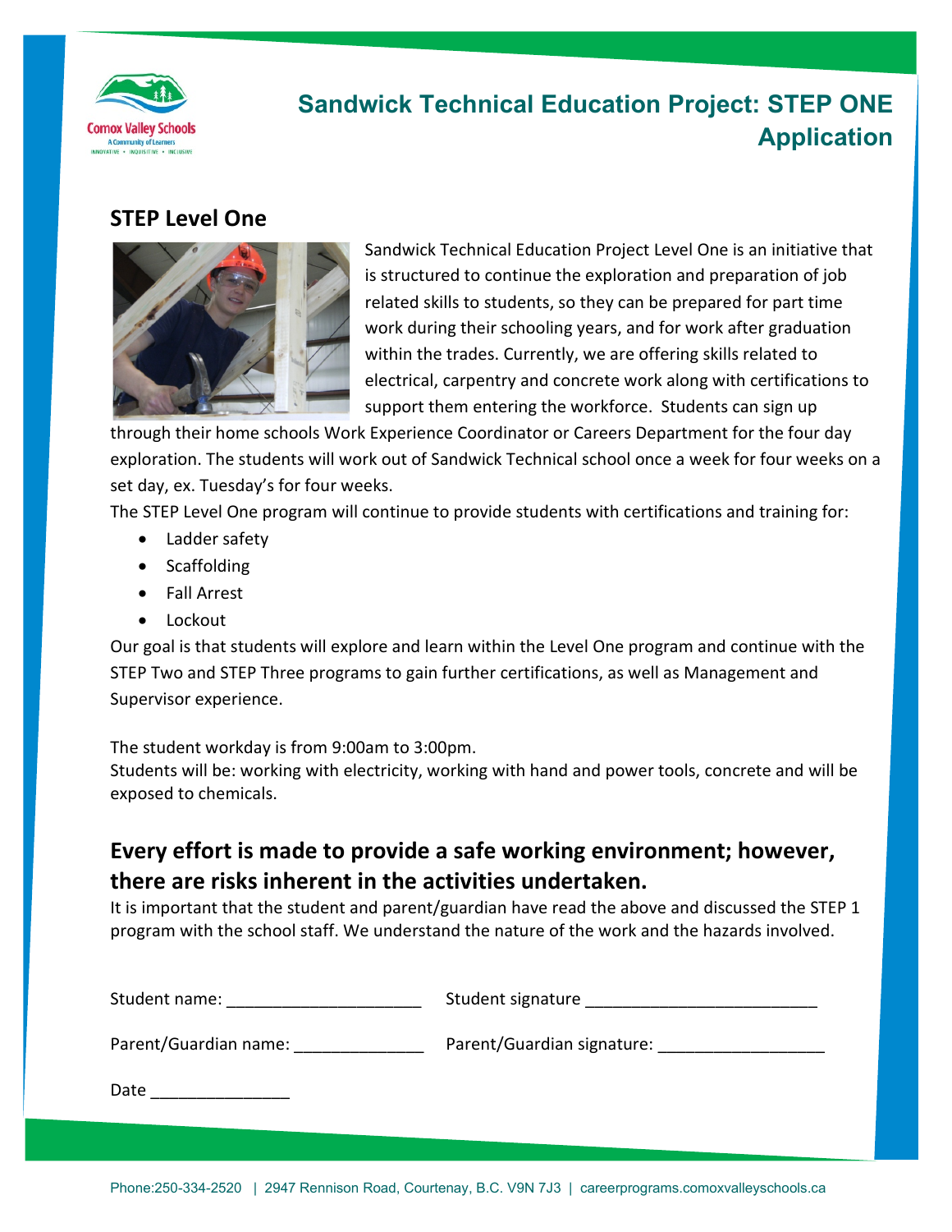# Sandwick Technical Education Project: STEP ONE Application

## STEP Level One

Sandwick Technical Education Project Level One is an initiative that is structured to continue the exploration and preparation of job related skills to students, so they can be prepared for part time work during their schooling years, and for work after graduation within the trades. Currently, we are offering skills related to electrical, carpentry and concrete work along with certifications to support them entering the workforce. Students can sign up through their home schools Work Experience Coordinator or Careers Department for the four day exploration. The students will work out of Sandwick Technical school once a week for four weeks on a set day, ex. Tuesday's for four weeks.

The STEP Level One program will continue to provide students with certifications and training for:

- Ladder safety
- Scaffolding
- Fall Arrest
- Lockout

Our goal is that students will explore and learn within the Level One program and continue with the STEP Two and STEP Three programs to gain further certifications, as well as Management and Supervisor experience.

The student workday is from 9:00am to 3:00pm.
Students will be: working with electricity, working with hand and power tools, concrete and will be exposed to chemicals.

### Every effort is made to provide a safe working environment; however, there are risks inherent in the activities undertaken.

It is important that the student and parent/guardian have read the above and discussed the STEP 1 program with the school staff. We understand the nature of the work and the hazards involved.

Student name: ____________________ Student signature ________________________

Parent/Guardian name: _____________ Parent/Guardian signature: ________________

Date ______________

Phone:250-334-2520 | 2947 Rennison Road, Courtenay, B.C. V9N 7J3 | careerprograms.comoxvalleyschools.ca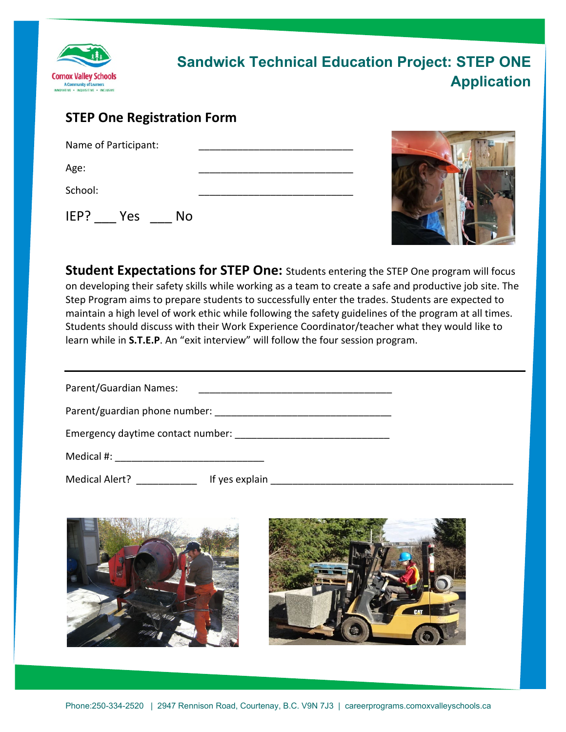# Sandwick Technical Education Project: STEP ONE Application

## STEP One Registration Form

Name of Participant: ____________________________

Age: ____________________________

School: ____________________________

IEP? ___ Yes ___ No

**Student Expectations for STEP One:** Students entering the STEP One program will focus on developing their safety skills while working as a team to create a safe and productive job site. The Step Program aims to prepare students to successfully enter the trades. Students are expected to maintain a high level of work ethic while following the safety guidelines of the program at all times. Students should discuss with their Work Experience Coordinator/teacher what they would like to learn while in **S.T.E.P**. An "exit interview" will follow the four session program.

---

Parent/Guardian Names: ____________________________________

Parent/guardian phone number: ________________________________

Emergency daytime contact number: ____________________________

Medical #: ___________________________

Medical Alert? ___________ If yes explain _____________________________________________

Phone:250-334-2520 | 2947 Rennison Road, Courtenay, B.C. V9N 7J3 | careerprograms.comoxvalleyschools.ca